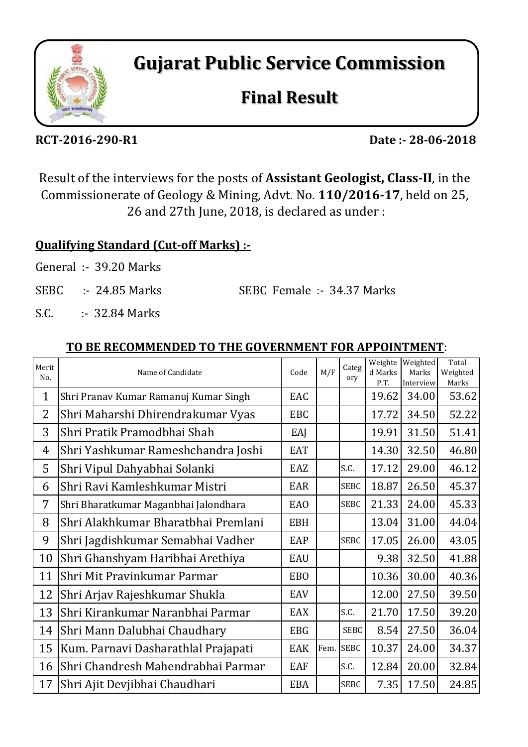# Gujarat Public Service Commission

## Final Result

**RCT-2016-290-R1** **Date :- 28-06-2018**

Result of the interviews for the posts of **Assistant Geologist, Class-II**, in the Commissionerate of Geology & Mining, Advt. No. **110/2016-17**, held on 25, 26 and 27th June, 2018, is declared as under :

**Qualifying Standard (Cut-off Marks) :-**

General :- 39.20 Marks

SEBC :- 24.85 Marks SEBC Female :- 34.37 Marks

S.C. :- 32.84 Marks

**TO BE RECOMMENDED TO THE GOVERNMENT FOR APPOINTMENT**:

| Merit No. | Name of Candidate | Code | M/F | Category | Weighted Marks P.T. | Weighted Marks Interview | Total Weighted Marks |
|---|---|---|---|---|---|---|---|
| 1 | Shri Pranav Kumar Ramanuj Kumar Singh | EAC | | | 19.62 | 34.00 | 53.62 |
| 2 | Shri Maharshi Dhirendrakumar Vyas | EBC | | | 17.72 | 34.50 | 52.22 |
| 3 | Shri Pratik Pramodbhai Shah | EAJ | | | 19.91 | 31.50 | 51.41 |
| 4 | Shri Yashkumar Rameshchandra Joshi | EAT | | | 14.30 | 32.50 | 46.80 |
| 5 | Shri Vipul Dahyabhai Solanki | EAZ | | S.C. | 17.12 | 29.00 | 46.12 |
| 6 | Shri Ravi Kamleshkumar Mistri | EAR | | SEBC | 18.87 | 26.50 | 45.37 |
| 7 | Shri Bharatkumar Maganbhai Jalondhara | EAO | | SEBC | 21.33 | 24.00 | 45.33 |
| 8 | Shri Alakhkumar Bharatbhai Premlani | EBH | | | 13.04 | 31.00 | 44.04 |
| 9 | Shri Jagdishkumar Semabhai Vadher | EAP | | SEBC | 17.05 | 26.00 | 43.05 |
| 10 | Shri Ghanshyam Haribhai Arethiya | EAU | | | 9.38 | 32.50 | 41.88 |
| 11 | Shri Mit Pravinkumar Parmar | EBO | | | 10.36 | 30.00 | 40.36 |
| 12 | Shri Arjav Rajeshkumar Shukla | EAV | | | 12.00 | 27.50 | 39.50 |
| 13 | Shri Kirankumar Naranbhai Parmar | EAX | | S.C. | 21.70 | 17.50 | 39.20 |
| 14 | Shri Mann Dalubhai Chaudhary | EBG | | SEBC | 8.54 | 27.50 | 36.04 |
| 15 | Kum. Parnavi Dasharathlal Prajapati | EAK | Fem. | SEBC | 10.37 | 24.00 | 34.37 |
| 16 | Shri Chandresh Mahendrabhai Parmar | EAF | | S.C. | 12.84 | 20.00 | 32.84 |
| 17 | Shri Ajit Devjibhai Chaudhari | EBA | | SEBC | 7.35 | 17.50 | 24.85 |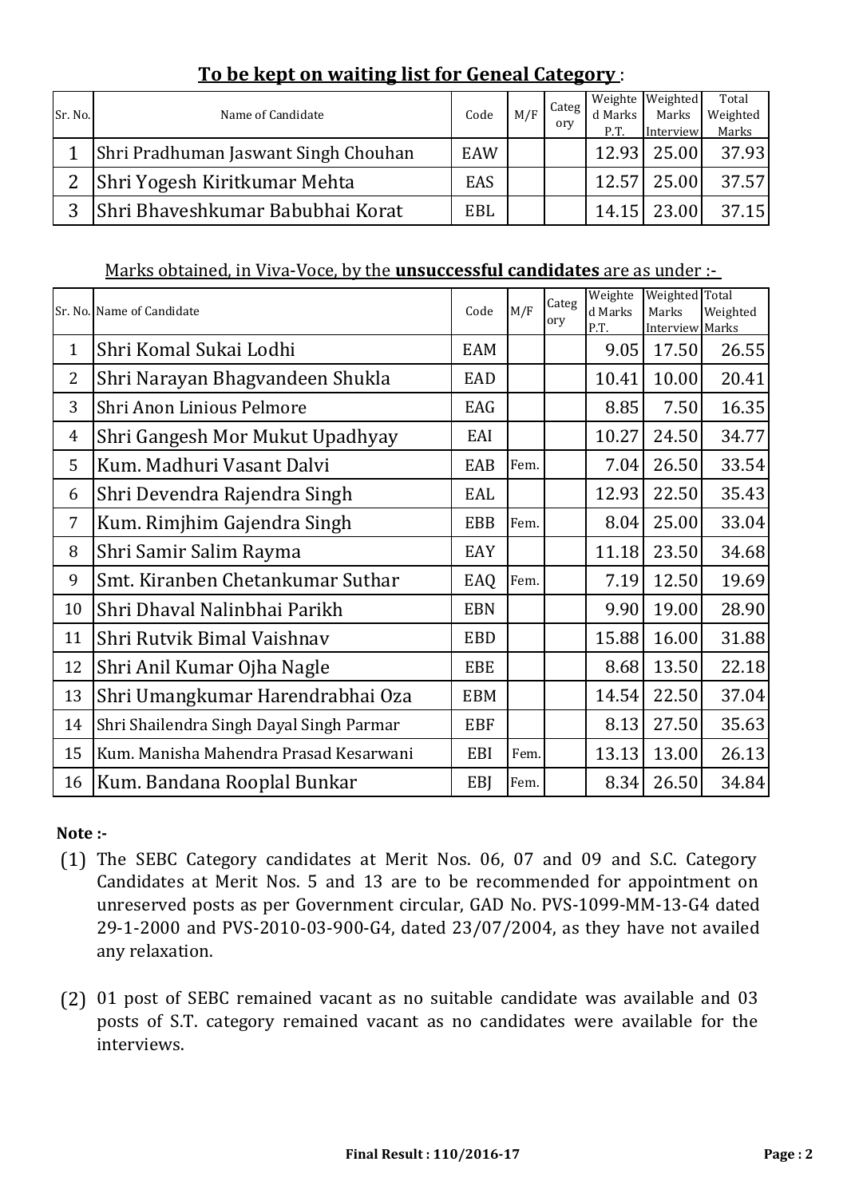## To be kept on waiting list for Geneal Category :

| Sr. No. | Name of Candidate | Code | M/F | Category | Weighted Marks P.T. | Weighted Marks Interview | Total Weighted Marks |
|---|---|---|---|---|---|---|---|
| 1 | Shri Pradhuman Jaswant Singh Chouhan | EAW | | | 12.93 | 25.00 | 37.93 |
| 2 | Shri Yogesh Kiritkumar Mehta | EAS | | | 12.57 | 25.00 | 37.57 |
| 3 | Shri Bhaveshkumar Babubhai Korat | EBL | | | 14.15 | 23.00 | 37.15 |

Marks obtained, in Viva-Voce, by the **unsuccessful candidates** are as under :-

| Sr. No. | Name of Candidate | Code | M/F | Category | Weighted Marks P.T. | Weighted Marks Interview | Total Weighted Marks |
|---|---|---|---|---|---|---|---|
| 1 | Shri Komal Sukai Lodhi | EAM | | | 9.05 | 17.50 | 26.55 |
| 2 | Shri Narayan Bhagvandeen Shukla | EAD | | | 10.41 | 10.00 | 20.41 |
| 3 | Shri Anon Linious Pelmore | EAG | | | 8.85 | 7.50 | 16.35 |
| 4 | Shri Gangesh Mor Mukut Upadhyay | EAI | | | 10.27 | 24.50 | 34.77 |
| 5 | Kum. Madhuri Vasant Dalvi | EAB | Fem. | | 7.04 | 26.50 | 33.54 |
| 6 | Shri Devendra Rajendra Singh | EAL | | | 12.93 | 22.50 | 35.43 |
| 7 | Kum. Rimjhim Gajendra Singh | EBB | Fem. | | 8.04 | 25.00 | 33.04 |
| 8 | Shri Samir Salim Rayma | EAY | | | 11.18 | 23.50 | 34.68 |
| 9 | Smt. Kiranben Chetankumar Suthar | EAQ | Fem. | | 7.19 | 12.50 | 19.69 |
| 10 | Shri Dhaval Nalinbhai Parikh | EBN | | | 9.90 | 19.00 | 28.90 |
| 11 | Shri Rutvik Bimal Vaishnav | EBD | | | 15.88 | 16.00 | 31.88 |
| 12 | Shri Anil Kumar Ojha Nagle | EBE | | | 8.68 | 13.50 | 22.18 |
| 13 | Shri Umangkumar Harendrabhai Oza | EBM | | | 14.54 | 22.50 | 37.04 |
| 14 | Shri Shailendra Singh Dayal Singh Parmar | EBF | | | 8.13 | 27.50 | 35.63 |
| 15 | Kum. Manisha Mahendra Prasad Kesarwani | EBI | Fem. | | 13.13 | 13.00 | 26.13 |
| 16 | Kum. Bandana Rooplal Bunkar | EBJ | Fem. | | 8.34 | 26.50 | 34.84 |

**Note :-**

(1) The SEBC Category candidates at Merit Nos. 06, 07 and 09 and S.C. Category Candidates at Merit Nos. 5 and 13 are to be recommended for appointment on unreserved posts as per Government circular, GAD No. PVS-1099-MM-13-G4 dated 29-1-2000 and PVS-2010-03-900-G4, dated 23/07/2004, as they have not availed any relaxation.

(2) 01 post of SEBC remained vacant as no suitable candidate was available and 03 posts of S.T. category remained vacant as no candidates were available for the interviews.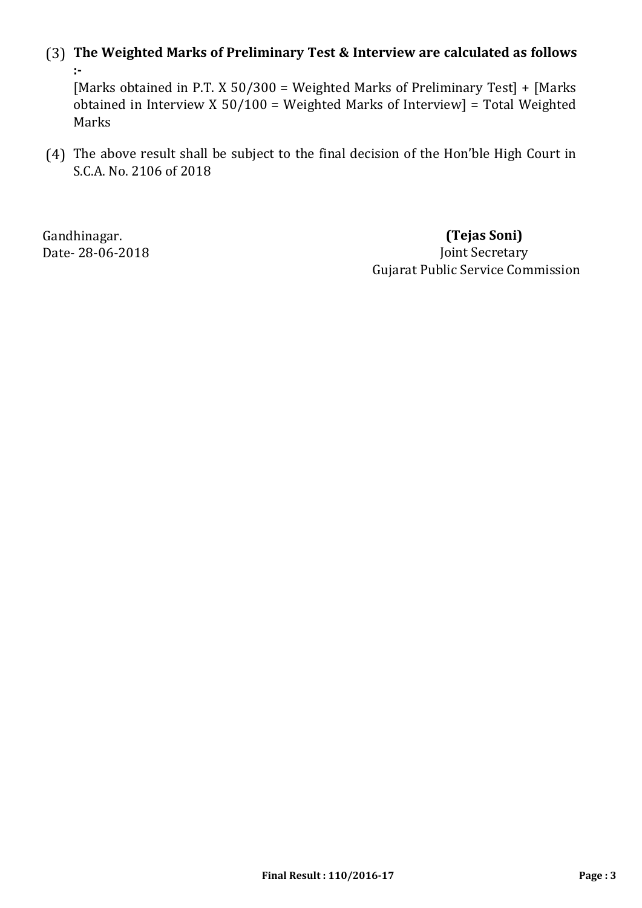(3) **The Weighted Marks of Preliminary Test & Interview are calculated as follows :-**

[Marks obtained in P.T. X 50/300 = Weighted Marks of Preliminary Test] + [Marks obtained in Interview X 50/100 = Weighted Marks of Interview] = Total Weighted Marks

(4) The above result shall be subject to the final decision of the Hon'ble High Court in S.C.A. No. 2106 of 2018

Gandhinagar.
Date- 28-06-2018

**(Tejas Soni)**
Joint Secretary
Gujarat Public Service Commission